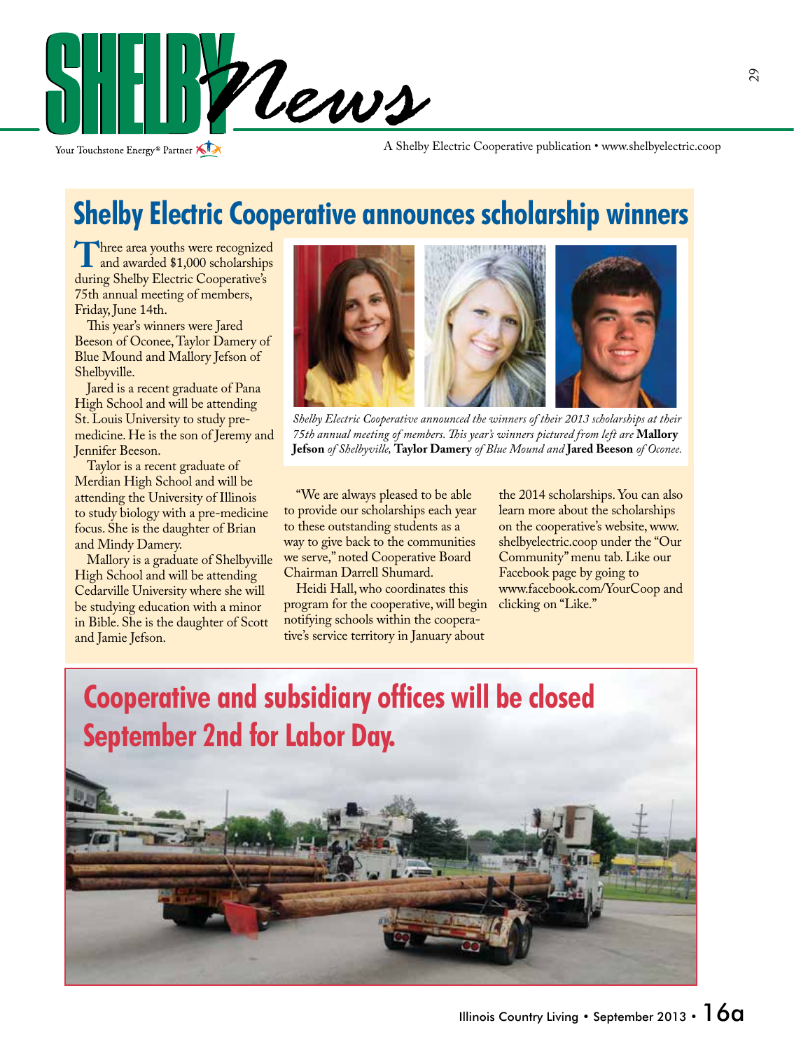# Shelby News

Your Touchstone Energy® Partner

A Shelby Electric Cooperative publication • www.shelbyelectric.coop

## Shelby Electric Cooperative announces scholarship winners

Three area youths were recognized and awarded $1,000 scholarships during Shelby Electric Cooperative's 75th annual meeting of members, Friday, June 14th.

This year's winners were Jared Beeson of Oconee, Taylor Damery of Blue Mound and Mallory Jefson of Shelbyville.

Jared is a recent graduate of Pana High School and will be attending St. Louis University to study pre-medicine. He is the son of Jeremy and Jennifer Beeson.

Taylor is a recent graduate of Merdian High School and will be attending the University of Illinois to study biology with a pre-medicine focus. She is the daughter of Brian and Mindy Damery.

Mallory is a graduate of Shelbyville High School and will be attending Cedarville University where she will be studying education with a minor in Bible. She is the daughter of Scott and Jamie Jefson.

*Shelby Electric Cooperative announced the winners of their 2013 scholarships at their 75th annual meeting of members. This year's winners pictured from left are* **Mallory Jefson** *of Shelbyville,* **Taylor Damery** *of Blue Mound and* **Jared Beeson** *of Oconee.*

"We are always pleased to be able to provide our scholarships each year to these outstanding students as a way to give back to the communities we serve," noted Cooperative Board Chairman Darrell Shumard.

Heidi Hall, who coordinates this program for the cooperative, will begin notifying schools within the cooperative's service territory in January about the 2014 scholarships. You can also learn more about the scholarships on the cooperative's website, www.shelbyelectric.coop under the "Our Community" menu tab. Like our Facebook page by going to www.facebook.com/YourCoop and clicking on "Like."

## Cooperative and subsidiary offices will be closed September 2nd for Labor Day.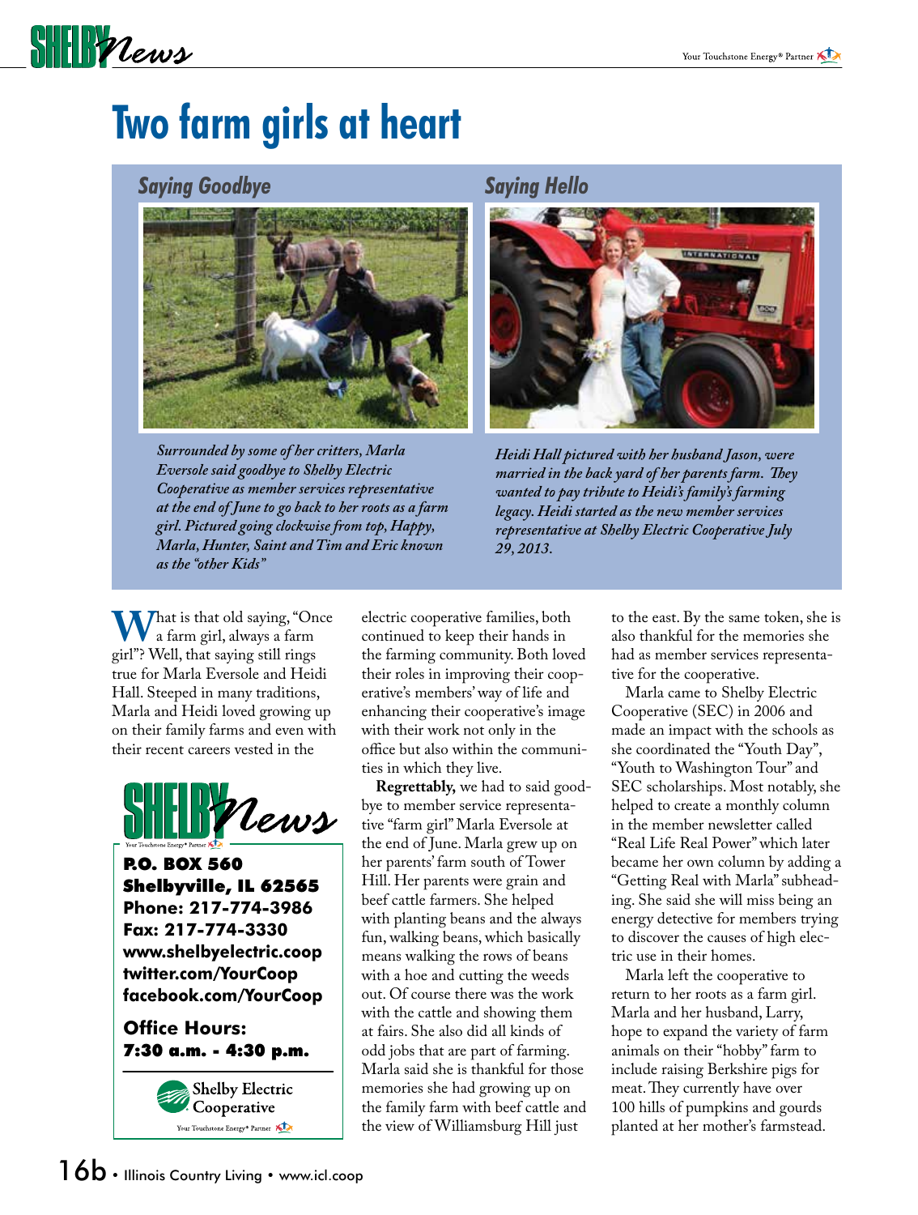# Two farm girls at heart

### Saying Goodbye

*Surrounded by some of her critters, Marla Eversole said goodbye to Shelby Electric Cooperative as member services representative at the end of June to go back to her roots as a farm girl. Pictured going clockwise from top, Happy, Marla, Hunter, Saint and Tim and Eric known as the "other Kids"*

### Saying Hello

*Heidi Hall pictured with her husband Jason, were married in the back yard of her parents farm. They wanted to pay tribute to Heidi's family's farming legacy. Heidi started as the new member services representative at Shelby Electric Cooperative July 29, 2013.*

What is that old saying, "Once a farm girl, always a farm girl"? Well, that saying still rings true for Marla Eversole and Heidi Hall. Steeped in many traditions, Marla and Heidi loved growing up on their family farms and even with their recent careers vested in the electric cooperative families, both continued to keep their hands in the farming community. Both loved their roles in improving their cooperative's members' way of life and enhancing their cooperative's image with their work not only in the office but also within the communities in which they live.

**Regrettably,** we had to said goodbye to member service representative "farm girl" Marla Eversole at the end of June. Marla grew up on her parents' farm south of Tower Hill. Her parents were grain and beef cattle farmers. She helped with planting beans and the always fun, walking beans, which basically means walking the rows of beans with a hoe and cutting the weeds out. Of course there was the work with the cattle and showing them at fairs. She also did all kinds of odd jobs that are part of farming. Marla said she is thankful for those memories she had growing up on the family farm with beef cattle and the view of Williamsburg Hill just to the east. By the same token, she is also thankful for the memories she had as member services representative for the cooperative.

Marla came to Shelby Electric Cooperative (SEC) in 2006 and made an impact with the schools as she coordinated the "Youth Day", "Youth to Washington Tour" and SEC scholarships. Most notably, she helped to create a monthly column in the member newsletter called "Real Life Real Power" which later became her own column by adding a "Getting Real with Marla" subheading. She said she will miss being an energy detective for members trying to discover the causes of high electric use in their homes.

Marla left the cooperative to return to her roots as a farm girl. Marla and her husband, Larry, hope to expand the variety of farm animals on their "hobby" farm to include raising Berkshire pigs for meat. They currently have over 100 hills of pumpkins and gourds planted at her mother's farmstead.

---

**SHELBY News**

**P.O. BOX 560**
**Shelbyville, IL 62565**
**Phone: 217-774-3986**
**Fax: 217-774-3330**
**www.shelbyelectric.coop**
**twitter.com/YourCoop**
**facebook.com/YourCoop**

**Office Hours:**
**7:30 a.m. - 4:30 p.m.**

Shelby Electric Cooperative
Your Touchstone Energy® Partner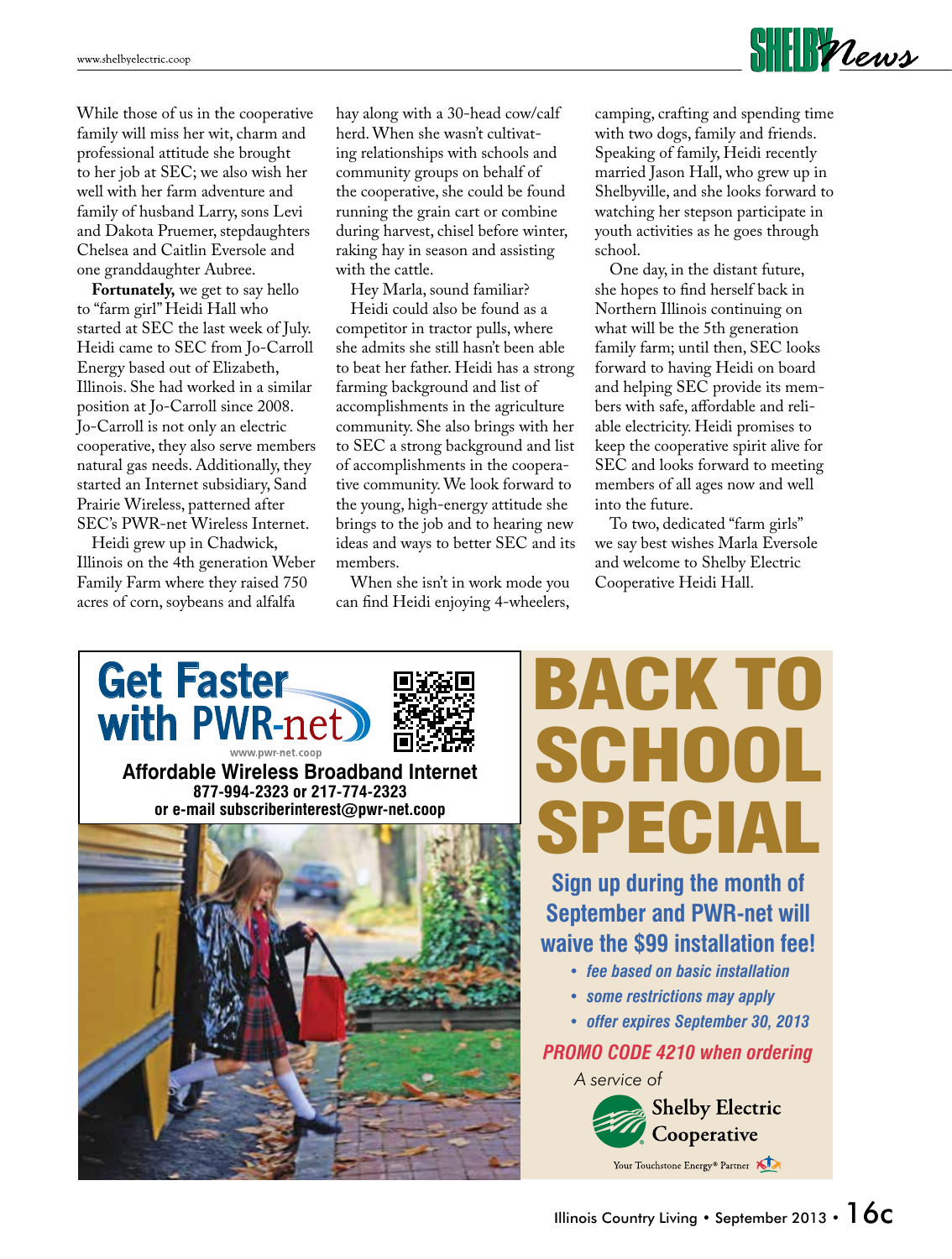While those of us in the cooperative family will miss her wit, charm and professional attitude she brought to her job at SEC; we also wish her well with her farm adventure and family of husband Larry, sons Levi and Dakota Pruemer, stepdaughters Chelsea and Caitlin Eversole and one granddaughter Aubree.

**Fortunately,** we get to say hello to "farm girl" Heidi Hall who started at SEC the last week of July. Heidi came to SEC from Jo-Carroll Energy based out of Elizabeth, Illinois. She had worked in a similar position at Jo-Carroll since 2008. Jo-Carroll is not only an electric cooperative, they also serve members natural gas needs. Additionally, they started an Internet subsidiary, Sand Prairie Wireless, patterned after SEC's PWR-net Wireless Internet.

Heidi grew up in Chadwick, Illinois on the 4th generation Weber Family Farm where they raised 750 acres of corn, soybeans and alfalfa hay along with a 30-head cow/calf herd. When she wasn't cultivating relationships with schools and community groups on behalf of the cooperative, she could be found running the grain cart or combine during harvest, chisel before winter, raking hay in season and assisting with the cattle.

Hey Marla, sound familiar?

Heidi could also be found as a competitor in tractor pulls, where she admits she still hasn't been able to beat her father. Heidi has a strong farming background and list of accomplishments in the agriculture community. She also brings with her to SEC a strong background and list of accomplishments in the cooperative community. We look forward to the young, high-energy attitude she brings to the job and to hearing new ideas and ways to better SEC and its members.

When she isn't in work mode you can find Heidi enjoying 4-wheelers, camping, crafting and spending time with two dogs, family and friends. Speaking of family, Heidi recently married Jason Hall, who grew up in Shelbyville, and she looks forward to watching her stepson participate in youth activities as he goes through school.

One day, in the distant future, she hopes to find herself back in Northern Illinois continuing on what will be the 5th generation family farm; until then, SEC looks forward to having Heidi on board and helping SEC provide its members with safe, affordable and reliable electricity. Heidi promises to keep the cooperative spirit alive for SEC and looks forward to meeting members of all ages now and well into the future.

To two, dedicated "farm girls" we say best wishes Marla Eversole and welcome to Shelby Electric Cooperative Heidi Hall.

# Get Faster with PWR-net

www.pwr-net.coop

**Affordable Wireless Broadband Internet**

**877-994-2323 or 217-774-2323**

**or e-mail subscriberinterest@pwr-net.coop**

# BACK TO SCHOOL SPECIAL

**Sign up during the month of September and PWR-net will waive the $99 installation fee!**

- *fee based on basic installation*
- *some restrictions may apply*
- *offer expires September 30, 2013*

***PROMO CODE 4210 when ordering***

*A service of*

Shelby Electric Cooperative

Your Touchstone Energy® Partner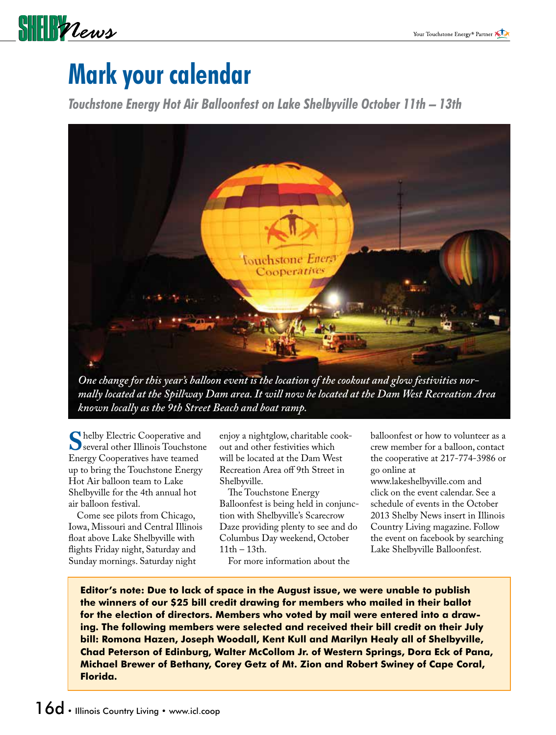# Mark your calendar

*Touchstone Energy Hot Air Balloonfest on Lake Shelbyville October 11th – 13th*

*One change for this year's balloon event is the location of the cookout and glow festivities normally located at the Spillway Dam area. It will now be located at the Dam West Recreation Area known locally as the 9th Street Beach and boat ramp.*

Shelby Electric Cooperative and several other Illinois Touchstone Energy Cooperatives have teamed up to bring the Touchstone Energy Hot Air balloon team to Lake Shelbyville for the 4th annual hot air balloon festival.

Come see pilots from Chicago, Iowa, Missouri and Central Illinois float above Lake Shelbyville with flights Friday night, Saturday and Sunday mornings. Saturday night enjoy a nightglow, charitable cookout and other festivities which will be located at the Dam West Recreation Area off 9th Street in Shelbyville.

The Touchstone Energy Balloonfest is being held in conjunction with Shelbyville's Scarecrow Daze providing plenty to see and do Columbus Day weekend, October 11th – 13th.

For more information about the balloonfest or how to volunteer as a crew member for a balloon, contact the cooperative at 217-774-3986 or go online at www.lakeshelbyville.com and click on the event calendar. See a schedule of events in the October 2013 Shelby News insert in Illinois Country Living magazine. Follow the event on facebook by searching Lake Shelbyville Balloonfest.

**Editor's note: Due to lack of space in the August issue, we were unable to publish the winners of our $25 bill credit drawing for members who mailed in their ballot for the election of directors. Members who voted by mail were entered into a drawing. The following members were selected and received their bill credit on their July bill: Romona Hazen, Joseph Woodall, Kent Kull and Marilyn Healy all of Shelbyville, Chad Peterson of Edinburg, Walter McCollom Jr. of Western Springs, Dora Eck of Pana, Michael Brewer of Bethany, Corey Getz of Mt. Zion and Robert Swiney of Cape Coral, Florida.**